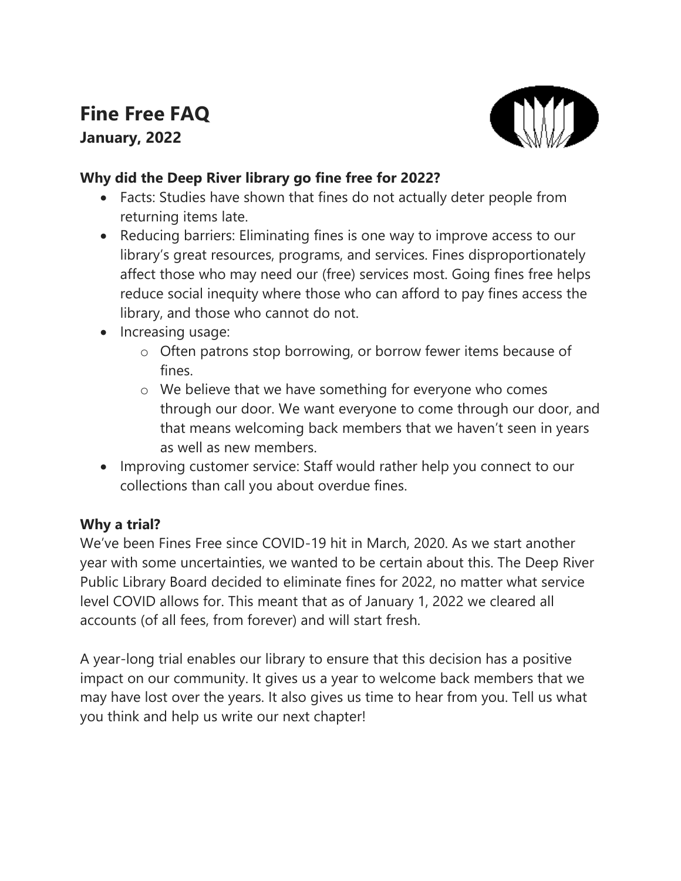# Fine Free FAQ

**January, 2022**

### Why did the Deep River library go fine free for 2022?

- Facts: Studies have shown that fines do not actually deter people from returning items late.
- Reducing barriers: Eliminating fines is one way to improve access to our library's great resources, programs, and services. Fines disproportionately affect those who may need our (free) services most. Going fines free helps reduce social inequity where those who can afford to pay fines access the library, and those who cannot do not.
- Increasing usage:
  - Often patrons stop borrowing, or borrow fewer items because of fines.
  - We believe that we have something for everyone who comes through our door. We want everyone to come through our door, and that means welcoming back members that we haven't seen in years as well as new members.
- Improving customer service: Staff would rather help you connect to our collections than call you about overdue fines.

### Why a trial?

We've been Fines Free since COVID-19 hit in March, 2020. As we start another year with some uncertainties, we wanted to be certain about this. The Deep River Public Library Board decided to eliminate fines for 2022, no matter what service level COVID allows for. This meant that as of January 1, 2022 we cleared all accounts (of all fees, from forever) and will start fresh.

A year-long trial enables our library to ensure that this decision has a positive impact on our community. It gives us a year to welcome back members that we may have lost over the years. It also gives us time to hear from you. Tell us what you think and help us write our next chapter!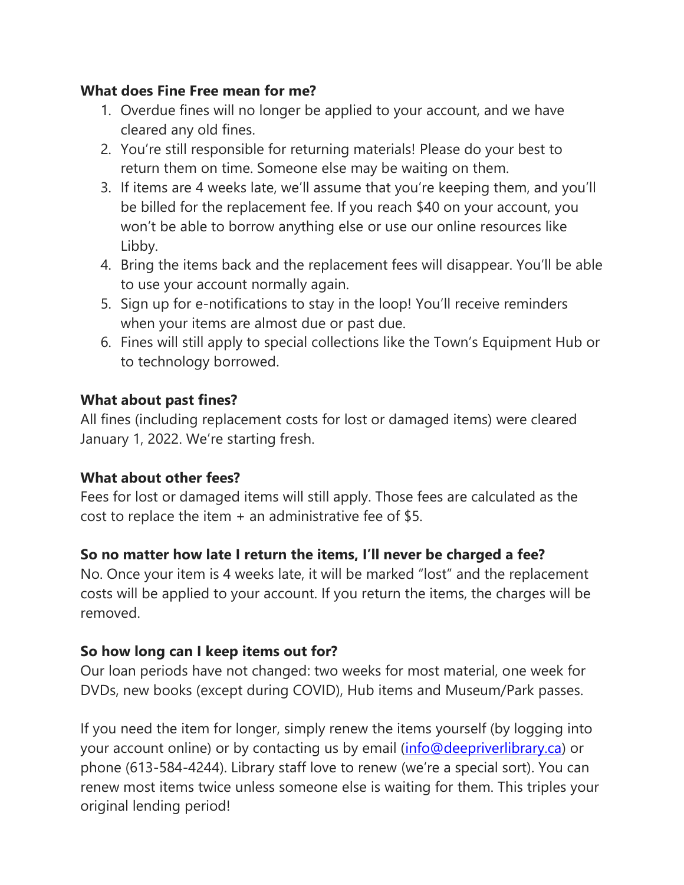**What does Fine Free mean for me?**

1. Overdue fines will no longer be applied to your account, and we have cleared any old fines.
2. You're still responsible for returning materials! Please do your best to return them on time. Someone else may be waiting on them.
3. If items are 4 weeks late, we'll assume that you're keeping them, and you'll be billed for the replacement fee. If you reach $40 on your account, you won't be able to borrow anything else or use our online resources like Libby.
4. Bring the items back and the replacement fees will disappear. You'll be able to use your account normally again.
5. Sign up for e-notifications to stay in the loop! You'll receive reminders when your items are almost due or past due.
6. Fines will still apply to special collections like the Town's Equipment Hub or to technology borrowed.

**What about past fines?**

All fines (including replacement costs for lost or damaged items) were cleared January 1, 2022. We're starting fresh.

**What about other fees?**

Fees for lost or damaged items will still apply. Those fees are calculated as the cost to replace the item + an administrative fee of $5.

**So no matter how late I return the items, I'll never be charged a fee?**

No. Once your item is 4 weeks late, it will be marked "lost" and the replacement costs will be applied to your account. If you return the items, the charges will be removed.

**So how long can I keep items out for?**

Our loan periods have not changed: two weeks for most material, one week for DVDs, new books (except during COVID), Hub items and Museum/Park passes.

If you need the item for longer, simply renew the items yourself (by logging into your account online) or by contacting us by email (info@deepriverlibrary.ca) or phone (613-584-4244). Library staff love to renew (we're a special sort). You can renew most items twice unless someone else is waiting for them. This triples your original lending period!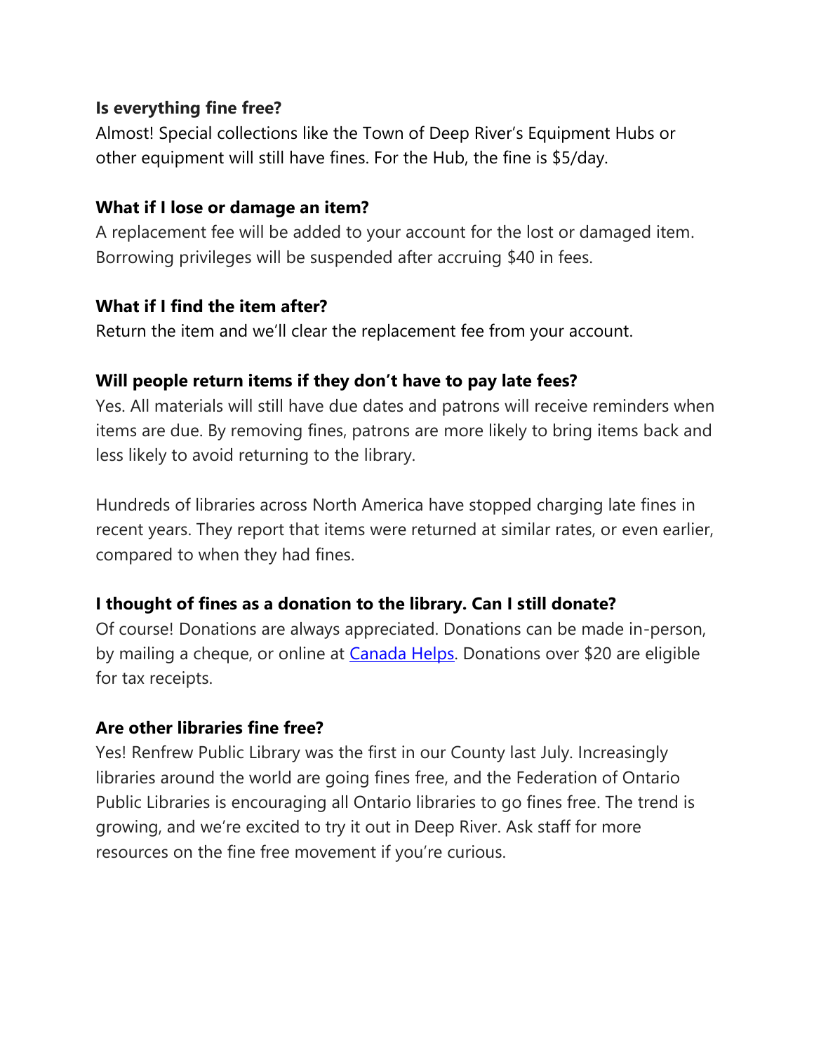**Is everything fine free?**

Almost! Special collections like the Town of Deep River's Equipment Hubs or other equipment will still have fines. For the Hub, the fine is $5/day.

**What if I lose or damage an item?**

A replacement fee will be added to your account for the lost or damaged item. Borrowing privileges will be suspended after accruing $40 in fees.

**What if I find the item after?**

Return the item and we'll clear the replacement fee from your account.

**Will people return items if they don't have to pay late fees?**

Yes. All materials will still have due dates and patrons will receive reminders when items are due. By removing fines, patrons are more likely to bring items back and less likely to avoid returning to the library.

Hundreds of libraries across North America have stopped charging late fines in recent years. They report that items were returned at similar rates, or even earlier, compared to when they had fines.

**I thought of fines as a donation to the library. Can I still donate?**

Of course! Donations are always appreciated. Donations can be made in-person, by mailing a cheque, or online at Canada Helps. Donations over $20 are eligible for tax receipts.

**Are other libraries fine free?**

Yes! Renfrew Public Library was the first in our County last July. Increasingly libraries around the world are going fines free, and the Federation of Ontario Public Libraries is encouraging all Ontario libraries to go fines free. The trend is growing, and we're excited to try it out in Deep River. Ask staff for more resources on the fine free movement if you're curious.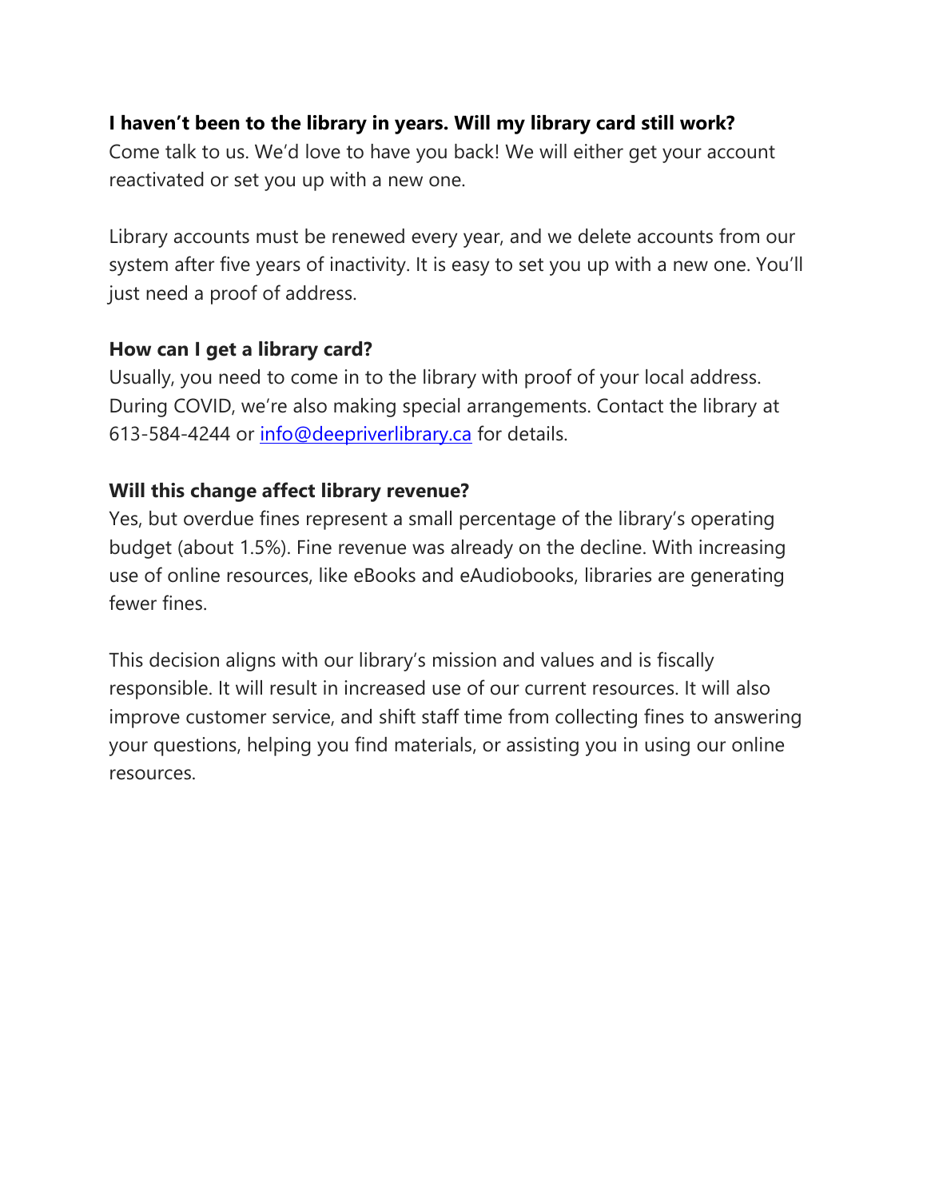**I haven't been to the library in years. Will my library card still work?**

Come talk to us. We'd love to have you back! We will either get your account reactivated or set you up with a new one.

Library accounts must be renewed every year, and we delete accounts from our system after five years of inactivity. It is easy to set you up with a new one. You'll just need a proof of address.

**How can I get a library card?**

Usually, you need to come in to the library with proof of your local address. During COVID, we're also making special arrangements. Contact the library at 613-584-4244 or info@deepriverlibrary.ca for details.

**Will this change affect library revenue?**

Yes, but overdue fines represent a small percentage of the library's operating budget (about 1.5%). Fine revenue was already on the decline. With increasing use of online resources, like eBooks and eAudiobooks, libraries are generating fewer fines.

This decision aligns with our library's mission and values and is fiscally responsible. It will result in increased use of our current resources. It will also improve customer service, and shift staff time from collecting fines to answering your questions, helping you find materials, or assisting you in using our online resources.